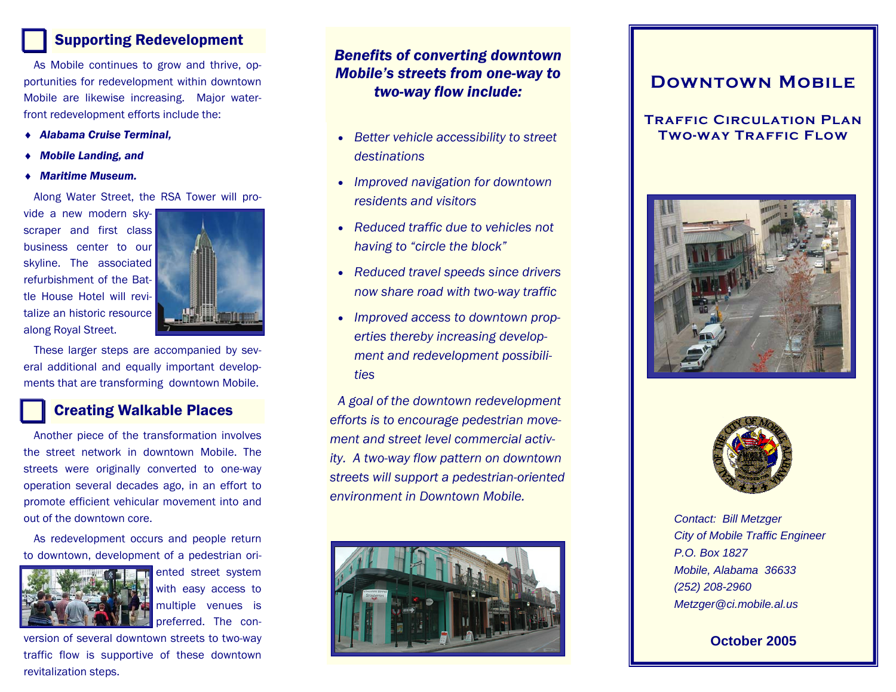## Supporting Redevelopment

As Mobile continues to grow and thrive, opportunities for redevelopment within downtown Mobile are likewise increasing. Major waterfront redevelopment efforts include the:

- ***Alabama Cruise Terminal,***
- ***Mobile Landing, and***
- ***Maritime Museum.***

Along Water Street, the RSA Tower will provide a new modern skyscraper and first class business center to our skyline. The associated refurbishment of the Battle House Hotel will revitalize an historic resource along Royal Street.

These larger steps are accompanied by several additional and equally important developments that are transforming downtown Mobile.

## Creating Walkable Places

Another piece of the transformation involves the street network in downtown Mobile. The streets were originally converted to one-way operation several decades ago, in an effort to promote efficient vehicular movement into and out of the downtown core.

As redevelopment occurs and people return to downtown, development of a pedestrian oriented street system with easy access to multiple venues is preferred. The conversion of several downtown streets to two-way traffic flow is supportive of these downtown revitalization steps.

***Benefits of converting downtown Mobile's streets from one-way to two-way flow include:***

- *Better vehicle accessibility to street destinations*
- *Improved navigation for downtown residents and visitors*
- *Reduced traffic due to vehicles not having to "circle the block"*
- *Reduced travel speeds since drivers now share road with two-way traffic*
- *Improved access to downtown properties thereby increasing development and redevelopment possibilities*

*A goal of the downtown redevelopment efforts is to encourage pedestrian movement and street level commercial activity. A two-way flow pattern on downtown streets will support a pedestrian-oriented environment in Downtown Mobile.*

# Downtown Mobile

## Traffic Circulation Plan Two-way Traffic Flow

*Contact: Bill Metzger*
*City of Mobile Traffic Engineer*
*P.O. Box 1827*
*Mobile, Alabama 36633*
*(252) 208-2960*
*Metzger@ci.mobile.al.us*

**October 2005**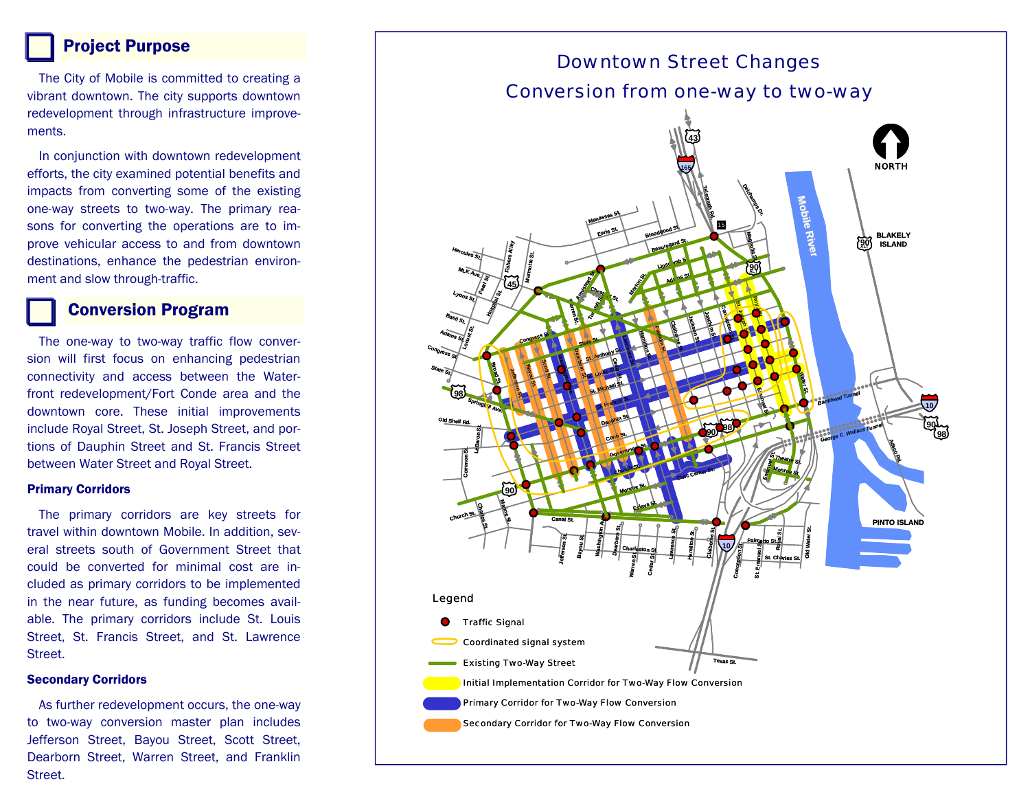## Project Purpose

The City of Mobile is committed to creating a vibrant downtown. The city supports downtown redevelopment through infrastructure improvements.

In conjunction with downtown redevelopment efforts, the city examined potential benefits and impacts from converting some of the existing one-way streets to two-way. The primary reasons for converting the operations are to improve vehicular access to and from downtown destinations, enhance the pedestrian environment and slow through-traffic.

## Conversion Program

The one-way to two-way traffic flow conversion will first focus on enhancing pedestrian connectivity and access between the Waterfront redevelopment/Fort Conde area and the downtown core. These initial improvements include Royal Street, St. Joseph Street, and portions of Dauphin Street and St. Francis Street between Water Street and Royal Street.

### Primary Corridors

The primary corridors are key streets for travel within downtown Mobile. In addition, several streets south of Government Street that could be converted for minimal cost are included as primary corridors to be implemented in the near future, as funding becomes available. The primary corridors include St. Louis Street, St. Francis Street, and St. Lawrence Street.

### Secondary Corridors

As further redevelopment occurs, the one-way to two-way conversion master plan includes Jefferson Street, Bayou Street, Scott Street, Dearborn Street, Warren Street, and Franklin Street.

## Downtown Street Changes
## Conversion from one-way to two-way

NORTH

Mobile River

BLAKELY ISLAND

PINTO ISLAND

Bankhead Tunnel

George C. Wallace Tunnel

Legend

Traffic Signal

Coordinated signal system

Existing Two-Way Street

Initial Implementation Corridor for Two-Way Flow Conversion

Primary Corridor for Two-Way Flow Conversion

Secondary Corridor for Two-Way Flow Conversion